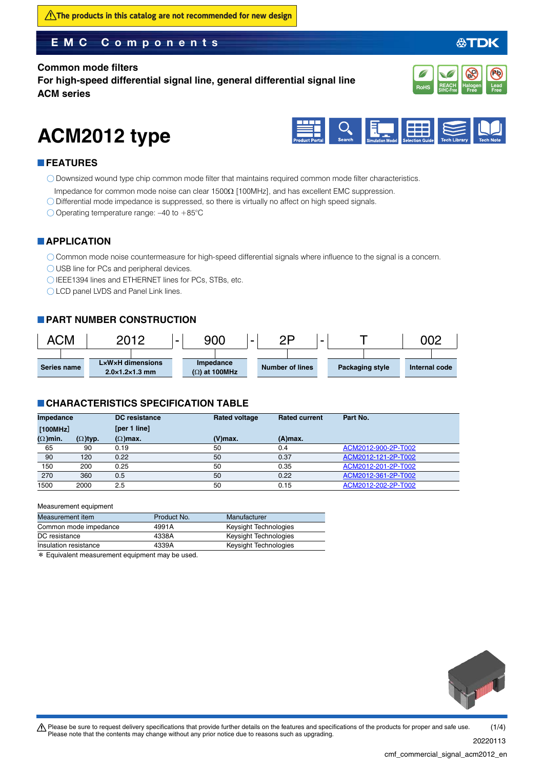⚠The products in this catalog are not recommended for new design

EMC Components

Common mode filters
For high-speed differential signal line, general differential signal line
ACM series

RoHS | REACH SVHC-Free | Halogen Free | Lead Free

# ACM2012 type

Product Portal | Search | Simulation Model | Selection Guide | Tech Library | Tech Note

## FEATURES

- Downsized wound type chip common mode filter that maintains required common mode filter characteristics.
  Impedance for common mode noise can clear 1500Ω [100MHz], and has excellent EMC suppression.
- Differential mode impedance is suppressed, so there is virtually no affect on high speed signals.
- Operating temperature range: –40 to +85°C

## APPLICATION

- Common mode noise countermeasure for high-speed differential signals where influence to the signal is a concern.
- USB line for PCs and peripheral devices.
- IEEE1394 lines and ETHERNET lines for PCs, STBs, etc.
- LCD panel LVDS and Panel Link lines.

## PART NUMBER CONSTRUCTION

| ACM | 2012 | - | 900 | - | 2P | - | T | 002 |
|---|---|---|---|---|---|---|---|---|
| Series name | L×W×H dimensions 2.0×1.2×1.3 mm | | Impedance (Ω) at 100MHz | | Number of lines | | Packaging style | Internal code |

## CHARACTERISTICS SPECIFICATION TABLE

| Impedance [100MHz] (Ω)min. | (Ω)typ. | DC resistance [per 1 line] (Ω)max. | Rated voltage (V)max. | Rated current (A)max. | Part No. |
|---|---|---|---|---|---|
| 65 | 90 | 0.19 | 50 | 0.4 | ACM2012-900-2P-T002 |
| 90 | 120 | 0.22 | 50 | 0.37 | ACM2012-121-2P-T002 |
| 150 | 200 | 0.25 | 50 | 0.35 | ACM2012-201-2P-T002 |
| 270 | 360 | 0.5 | 50 | 0.22 | ACM2012-361-2P-T002 |
| 1500 | 2000 | 2.5 | 50 | 0.15 | ACM2012-202-2P-T002 |

Measurement equipment

| Measurement item | Product No. | Manufacturer |
|---|---|---|
| Common mode impedance | 4991A | Keysight Technologies |
| DC resistance | 4338A | Keysight Technologies |
| Insulation resistance | 4339A | Keysight Technologies |

* Equivalent measurement equipment may be used.

⚠ Please be sure to request delivery specifications that provide further details on the features and specifications of the products for proper and safe use.
Please note that the contents may change without any prior notice due to reasons such as upgrading.

20220113

cmf_commercial_signal_acm2012_en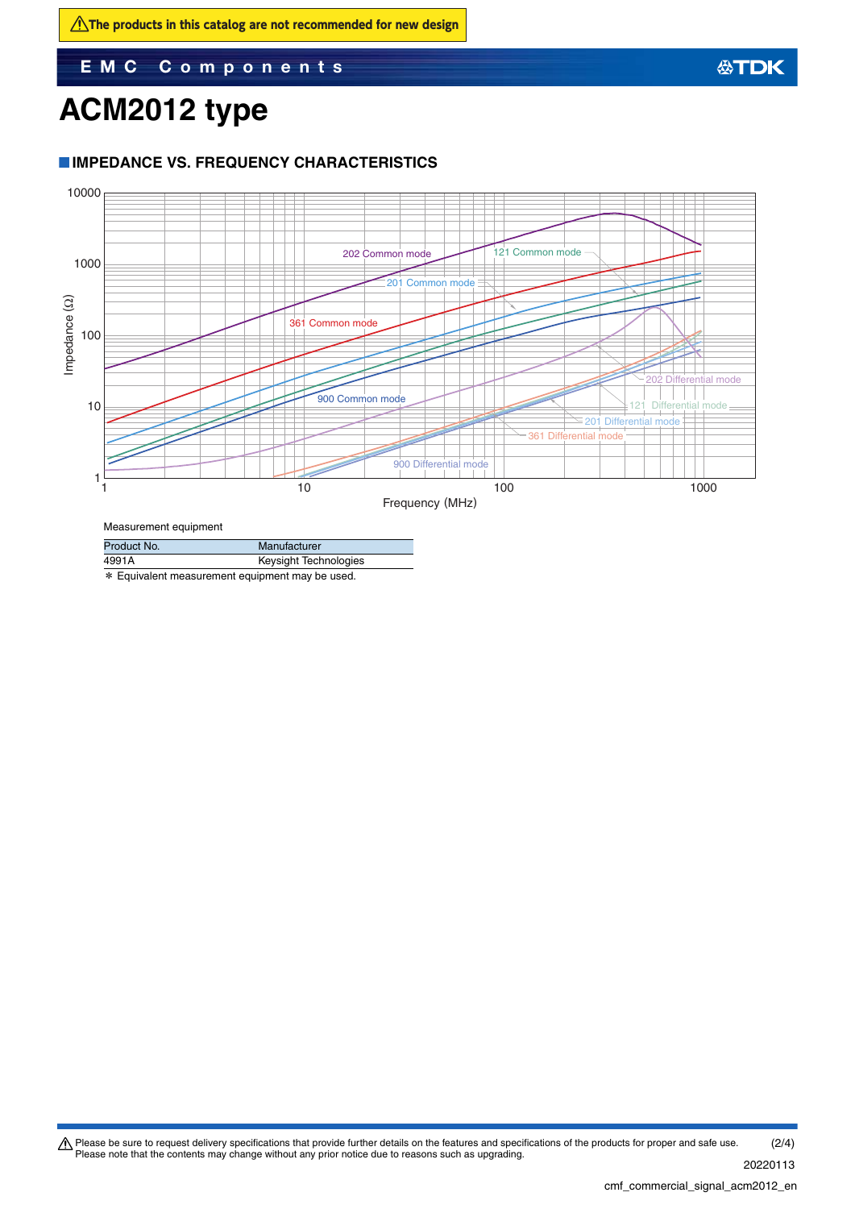⚠The products in this catalog are not recommended for new design

# ACM2012 type

## IMPEDANCE VS. FREQUENCY CHARACTERISTICS

Measurement equipment

| Product No. | Manufacturer |
|---|---|
| 4991A | Keysight Technologies |

* Equivalent measurement equipment may be used.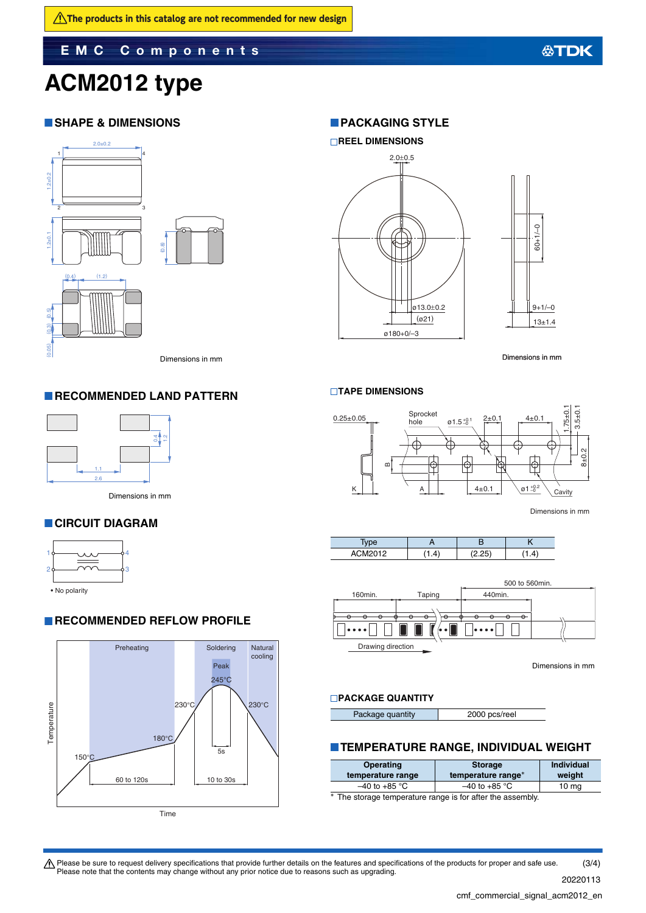⚠The products in this catalog are not recommended for new design

# ACM2012 type

## SHAPE & DIMENSIONS

Dimensions in mm

## RECOMMENDED LAND PATTERN

Dimensions in mm

## CIRCUIT DIAGRAM

• No polarity

## RECOMMENDED REFLOW PROFILE

## PACKAGING STYLE

### REEL DIMENSIONS

Dimensions in mm

### TAPE DIMENSIONS

Dimensions in mm

| Type | A | B | K |
|---|---|---|---|
| ACM2012 | (1.4) | (2.25) | (1.4) |

Dimensions in mm

### PACKAGE QUANTITY

| Package quantity | 2000 pcs/reel |
|---|---|

## TEMPERATURE RANGE, INDIVIDUAL WEIGHT

| Operating temperature range | Storage temperature range* | Individual weight |
|---|---|---|
| –40 to +85 °C | –40 to +85 °C | 10 mg |

* The storage temperature range is for after the assembly.

⚠ Please be sure to request delivery specifications that provide further details on the features and specifications of the products for proper and safe use. Please note that the contents may change without any prior notice due to reasons such as upgrading.

20220113

cmf_commercial_signal_acm2012_en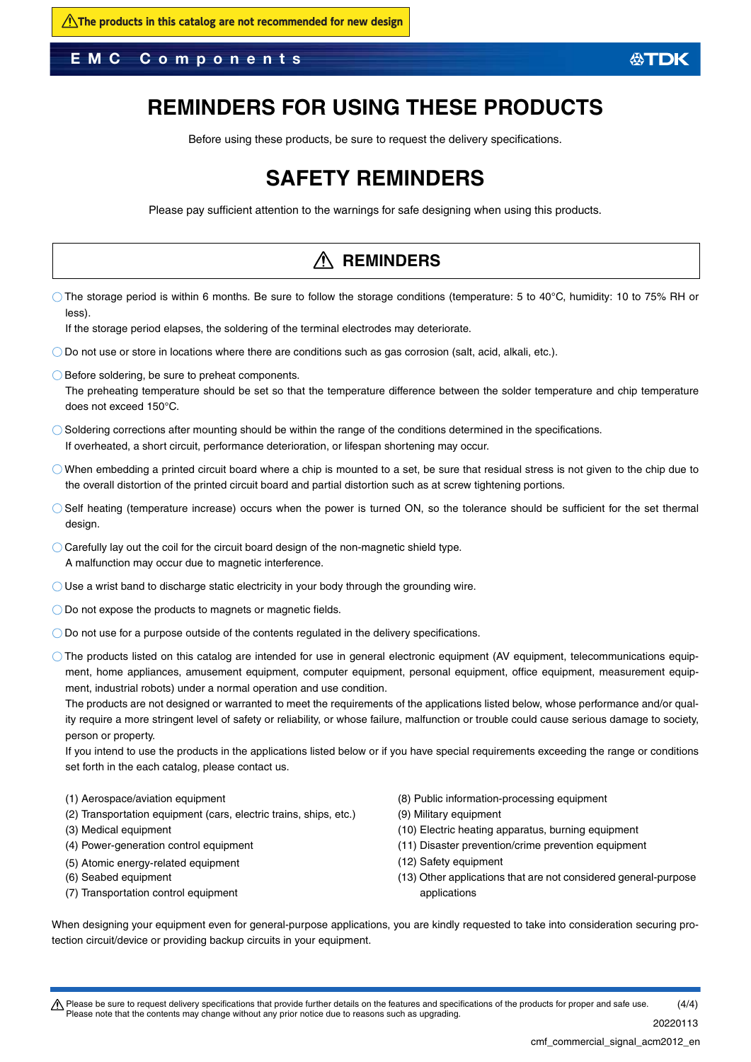⚠The products in this catalog are not recommended for new design

# REMINDERS FOR USING THESE PRODUCTS

Before using these products, be sure to request the delivery specifications.

# SAFETY REMINDERS

Please pay sufficient attention to the warnings for safe designing when using this products.

## ⚠ REMINDERS

- ◯ The storage period is within 6 months. Be sure to follow the storage conditions (temperature: 5 to 40°C, humidity: 10 to 75% RH or less).
  If the storage period elapses, the soldering of the terminal electrodes may deteriorate.
- ◯ Do not use or store in locations where there are conditions such as gas corrosion (salt, acid, alkali, etc.).
- ◯ Before soldering, be sure to preheat components.
  The preheating temperature should be set so that the temperature difference between the solder temperature and chip temperature does not exceed 150°C.
- ◯ Soldering corrections after mounting should be within the range of the conditions determined in the specifications.
  If overheated, a short circuit, performance deterioration, or lifespan shortening may occur.
- ◯ When embedding a printed circuit board where a chip is mounted to a set, be sure that residual stress is not given to the chip due to the overall distortion of the printed circuit board and partial distortion such as at screw tightening portions.
- ◯ Self heating (temperature increase) occurs when the power is turned ON, so the tolerance should be sufficient for the set thermal design.
- ◯ Carefully lay out the coil for the circuit board design of the non-magnetic shield type.
  A malfunction may occur due to magnetic interference.
- ◯ Use a wrist band to discharge static electricity in your body through the grounding wire.
- ◯ Do not expose the products to magnets or magnetic fields.
- ◯ Do not use for a purpose outside of the contents regulated in the delivery specifications.
- ◯ The products listed on this catalog are intended for use in general electronic equipment (AV equipment, telecommunications equipment, home appliances, amusement equipment, computer equipment, personal equipment, office equipment, measurement equipment, industrial robots) under a normal operation and use condition.
  The products are not designed or warranted to meet the requirements of the applications listed below, whose performance and/or quality require a more stringent level of safety or reliability, or whose failure, malfunction or trouble could cause serious damage to society, person or property.
  If you intend to use the products in the applications listed below or if you have special requirements exceeding the range or conditions set forth in the each catalog, please contact us.

(1) Aerospace/aviation equipment
(2) Transportation equipment (cars, electric trains, ships, etc.)
(3) Medical equipment
(4) Power-generation control equipment
(5) Atomic energy-related equipment
(6) Seabed equipment
(7) Transportation control equipment
(8) Public information-processing equipment
(9) Military equipment
(10) Electric heating apparatus, burning equipment
(11) Disaster prevention/crime prevention equipment
(12) Safety equipment
(13) Other applications that are not considered general-purpose applications

When designing your equipment even for general-purpose applications, you are kindly requested to take into consideration securing protection circuit/device or providing backup circuits in your equipment.

⚠ Please be sure to request delivery specifications that provide further details on the features and specifications of the products for proper and safe use.
Please note that the contents may change without any prior notice due to reasons such as upgrading.

20220113

cmf_commercial_signal_acm2012_en